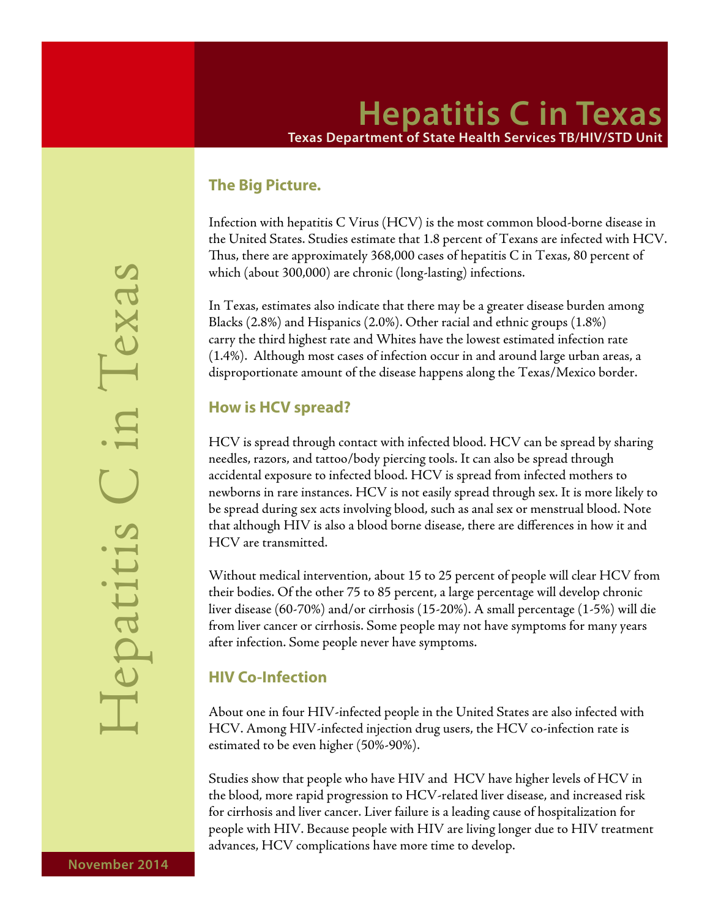# Hepatitis C in Texas

**Texas Department of State Health Services TB/HIV/STD Unit**

November 2014

## The Big Picture.

Infection with hepatitis C Virus (HCV) is the most common blood-borne disease in the United States. Studies estimate that 1.8 percent of Texans are infected with HCV. Thus, there are approximately 368,000 cases of hepatitis C in Texas, 80 percent of which (about 300,000) are chronic (long-lasting) infections.

In Texas, estimates also indicate that there may be a greater disease burden among Blacks (2.8%) and Hispanics (2.0%). Other racial and ethnic groups (1.8%) carry the third highest rate and Whites have the lowest estimated infection rate (1.4%). Although most cases of infection occur in and around large urban areas, a disproportionate amount of the disease happens along the Texas/Mexico border.

## How is HCV spread?

HCV is spread through contact with infected blood. HCV can be spread by sharing needles, razors, and tattoo/body piercing tools. It can also be spread through accidental exposure to infected blood. HCV is spread from infected mothers to newborns in rare instances. HCV is not easily spread through sex. It is more likely to be spread during sex acts involving blood, such as anal sex or menstrual blood. Note that although HIV is also a blood borne disease, there are differences in how it and HCV are transmitted.

Without medical intervention, about 15 to 25 percent of people will clear HCV from their bodies. Of the other 75 to 85 percent, a large percentage will develop chronic liver disease (60-70%) and/or cirrhosis (15-20%). A small percentage (1-5%) will die from liver cancer or cirrhosis. Some people may not have symptoms for many years after infection. Some people never have symptoms.

## HIV Co-Infection

About one in four HIV-infected people in the United States are also infected with HCV. Among HIV-infected injection drug users, the HCV co-infection rate is estimated to be even higher (50%-90%).

Studies show that people who have HIV and HCV have higher levels of HCV in the blood, more rapid progression to HCV-related liver disease, and increased risk for cirrhosis and liver cancer. Liver failure is a leading cause of hospitalization for people with HIV. Because people with HIV are living longer due to HIV treatment advances, HCV complications have more time to develop.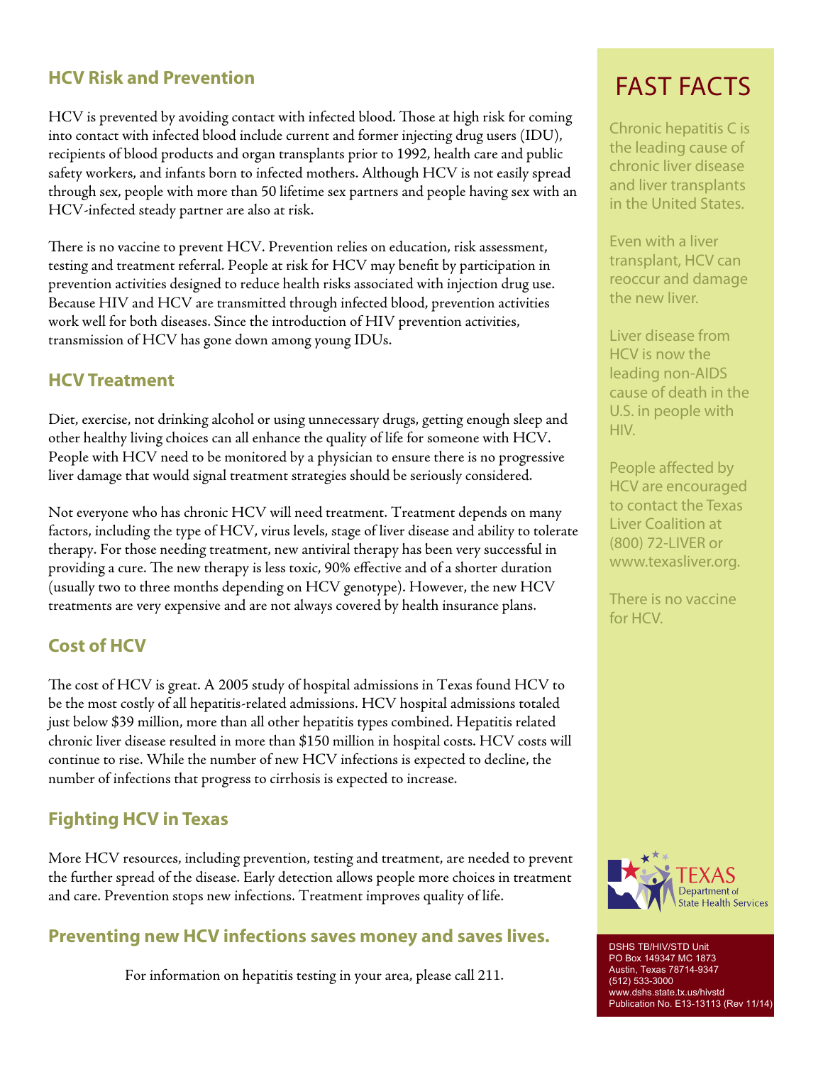## HCV Risk and Prevention

HCV is prevented by avoiding contact with infected blood. Those at high risk for coming into contact with infected blood include current and former injecting drug users (IDU), recipients of blood products and organ transplants prior to 1992, health care and public safety workers, and infants born to infected mothers. Although HCV is not easily spread through sex, people with more than 50 lifetime sex partners and people having sex with an HCV-infected steady partner are also at risk.

There is no vaccine to prevent HCV. Prevention relies on education, risk assessment, testing and treatment referral. People at risk for HCV may benefit by participation in prevention activities designed to reduce health risks associated with injection drug use. Because HIV and HCV are transmitted through infected blood, prevention activities work well for both diseases. Since the introduction of HIV prevention activities, transmission of HCV has gone down among young IDUs.

## HCV Treatment

Diet, exercise, not drinking alcohol or using unnecessary drugs, getting enough sleep and other healthy living choices can all enhance the quality of life for someone with HCV. People with HCV need to be monitored by a physician to ensure there is no progressive liver damage that would signal treatment strategies should be seriously considered.

Not everyone who has chronic HCV will need treatment. Treatment depends on many factors, including the type of HCV, virus levels, stage of liver disease and ability to tolerate therapy. For those needing treatment, new antiviral therapy has been very successful in providing a cure. The new therapy is less toxic, 90% effective and of a shorter duration (usually two to three months depending on HCV genotype). However, the new HCV treatments are very expensive and are not always covered by health insurance plans.

## Cost of HCV

The cost of HCV is great. A 2005 study of hospital admissions in Texas found HCV to be the most costly of all hepatitis-related admissions. HCV hospital admissions totaled just below $39 million, more than all other hepatitis types combined. Hepatitis related chronic liver disease resulted in more than $150 million in hospital costs. HCV costs will continue to rise. While the number of new HCV infections is expected to decline, the number of infections that progress to cirrhosis is expected to increase.

## Fighting HCV in Texas

More HCV resources, including prevention, testing and treatment, are needed to prevent the further spread of the disease. Early detection allows people more choices in treatment and care. Prevention stops new infections. Treatment improves quality of life.

## Preventing new HCV infections saves money and saves lives.

For information on hepatitis testing in your area, please call 211.

## FAST FACTS

Chronic hepatitis C is the leading cause of chronic liver disease and liver transplants in the United States.

Even with a liver transplant, HCV can reoccur and damage the new liver.

Liver disease from HCV is now the leading non-AIDS cause of death in the U.S. in people with HIV.

People affected by HCV are encouraged to contact the Texas Liver Coalition at (800) 72-LIVER or www.texasliver.org.

There is no vaccine for HCV.

TEXAS Department of State Health Services

DSHS TB/HIV/STD Unit
PO Box 149347 MC 1873
Austin, Texas 78714-9347
(512) 533-3000
www.dshs.state.tx.us/hivstd
Publication No. E13-13113 (Rev 11/14)